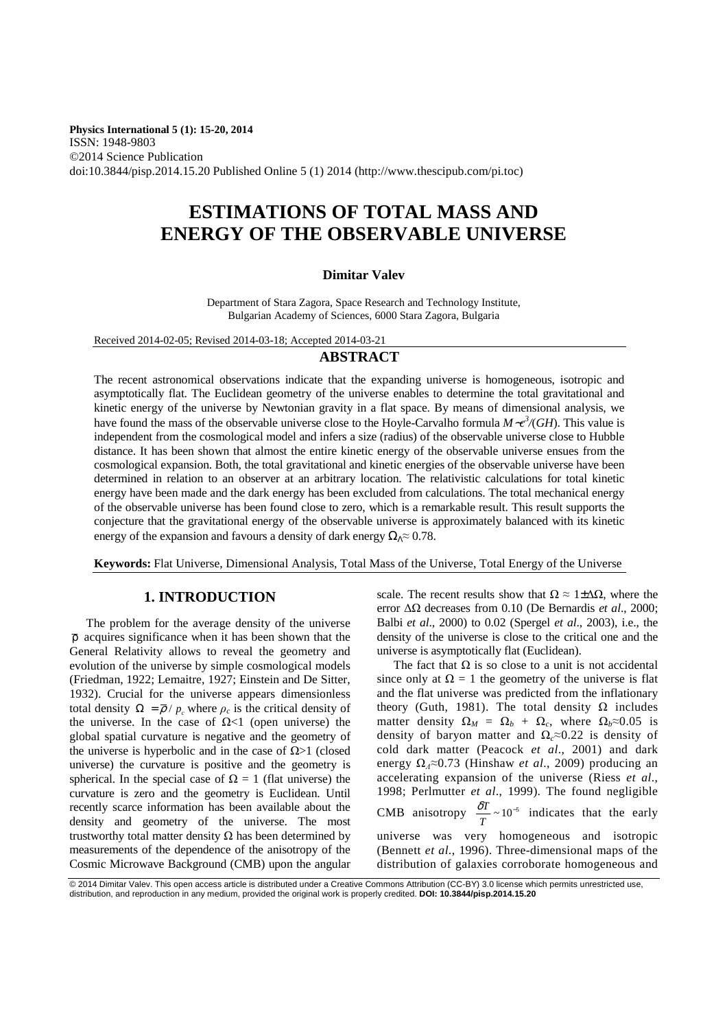**Physics International 5 (1): 15-20, 2014**
ISSN: 1948-9803
©2014 Science Publication
doi:10.3844/pisp.2014.15.20 Published Online 5 (1) 2014 (http://www.thescipub.com/pi.toc)

# ESTIMATIONS OF TOTAL MASS AND ENERGY OF THE OBSERVABLE UNIVERSE

**Dimitar Valev**

Department of Stara Zagora, Space Research and Technology Institute, Bulgarian Academy of Sciences, 6000 Stara Zagora, Bulgaria

Received 2014-02-05; Revised 2014-03-18; Accepted 2014-03-21

## ABSTRACT

The recent astronomical observations indicate that the expanding universe is homogeneous, isotropic and asymptotically flat. The Euclidean geometry of the universe enables to determine the total gravitational and kinetic energy of the universe by Newtonian gravity in a flat space. By means of dimensional analysis, we have found the mass of the observable universe close to the Hoyle-Carvalho formula $M \sim c^3/(GH)$. This value is independent from the cosmological model and infers a size (radius) of the observable universe close to Hubble distance. It has been shown that almost the entire kinetic energy of the observable universe ensues from the cosmological expansion. Both, the total gravitational and kinetic energies of the observable universe have been determined in relation to an observer at an arbitrary location. The relativistic calculations for total kinetic energy have been made and the dark energy has been excluded from calculations. The total mechanical energy of the observable universe has been found close to zero, which is a remarkable result. This result supports the conjecture that the gravitational energy of the observable universe is approximately balanced with its kinetic energy of the expansion and favours a density of dark energy $\Omega_\Lambda \approx 0.78$.

**Keywords:** Flat Universe, Dimensional Analysis, Total Mass of the Universe, Total Energy of the Universe

## 1. INTRODUCTION

The problem for the average density of the universe $\bar{\rho}$ acquires significance when it has been shown that the General Relativity allows to reveal the geometry and evolution of the universe by simple cosmological models (Friedman, 1922; Lemaitre, 1927; Einstein and De Sitter, 1932). Crucial for the universe appears dimensionless total density $\Omega = \bar{\rho}/\rho_c$ where $\rho_c$ is the critical density of the universe. In the case of $\Omega<1$ (open universe) the global spatial curvature is negative and the geometry of the universe is hyperbolic and in the case of $\Omega>1$ (closed universe) the curvature is positive and the geometry is spherical. In the special case of $\Omega = 1$ (flat universe) the curvature is zero and the geometry is Euclidean. Until recently scarce information has been available about the density and geometry of the universe. The most trustworthy total matter density $\Omega$ has been determined by measurements of the dependence of the anisotropy of the Cosmic Microwave Background (CMB) upon the angular scale. The recent results show that $\Omega \approx 1 \pm \Delta\Omega$, where the error $\Delta\Omega$ decreases from 0.10 (De Bernardis *et al*., 2000; Balbi *et al*., 2000) to 0.02 (Spergel *et al*., 2003), i.e., the density of the universe is close to the critical one and the universe is asymptotically flat (Euclidean).

The fact that $\Omega$ is so close to a unit is not accidental since only at $\Omega = 1$ the geometry of the universe is flat and the flat universe was predicted from the inflationary theory (Guth, 1981). The total density $\Omega$ includes matter density $\Omega_M = \Omega_b + \Omega_c$, where $\Omega_b \approx 0.05$ is density of baryon matter and $\Omega_c \approx 0.22$ is density of cold dark matter (Peacock *et al*., 2001) and dark energy $\Omega_\Lambda \approx 0.73$ (Hinshaw *et al*., 2009) producing an accelerating expansion of the universe (Riess *et al*., 1998; Perlmutter *et al*., 1999). The found negligible CMB anisotropy $\frac{\delta T}{T} \sim 10^{-5}$ indicates that the early universe was very homogeneous and isotropic (Bennett *et al*., 1996). Three-dimensional maps of the distribution of galaxies corroborate homogeneous and

© 2014 Dimitar Valev. This open access article is distributed under a Creative Commons Attribution (CC-BY) 3.0 license which permits unrestricted use, distribution, and reproduction in any medium, provided the original work is properly credited. **DOI: 10.3844/pisp.2014.15.20**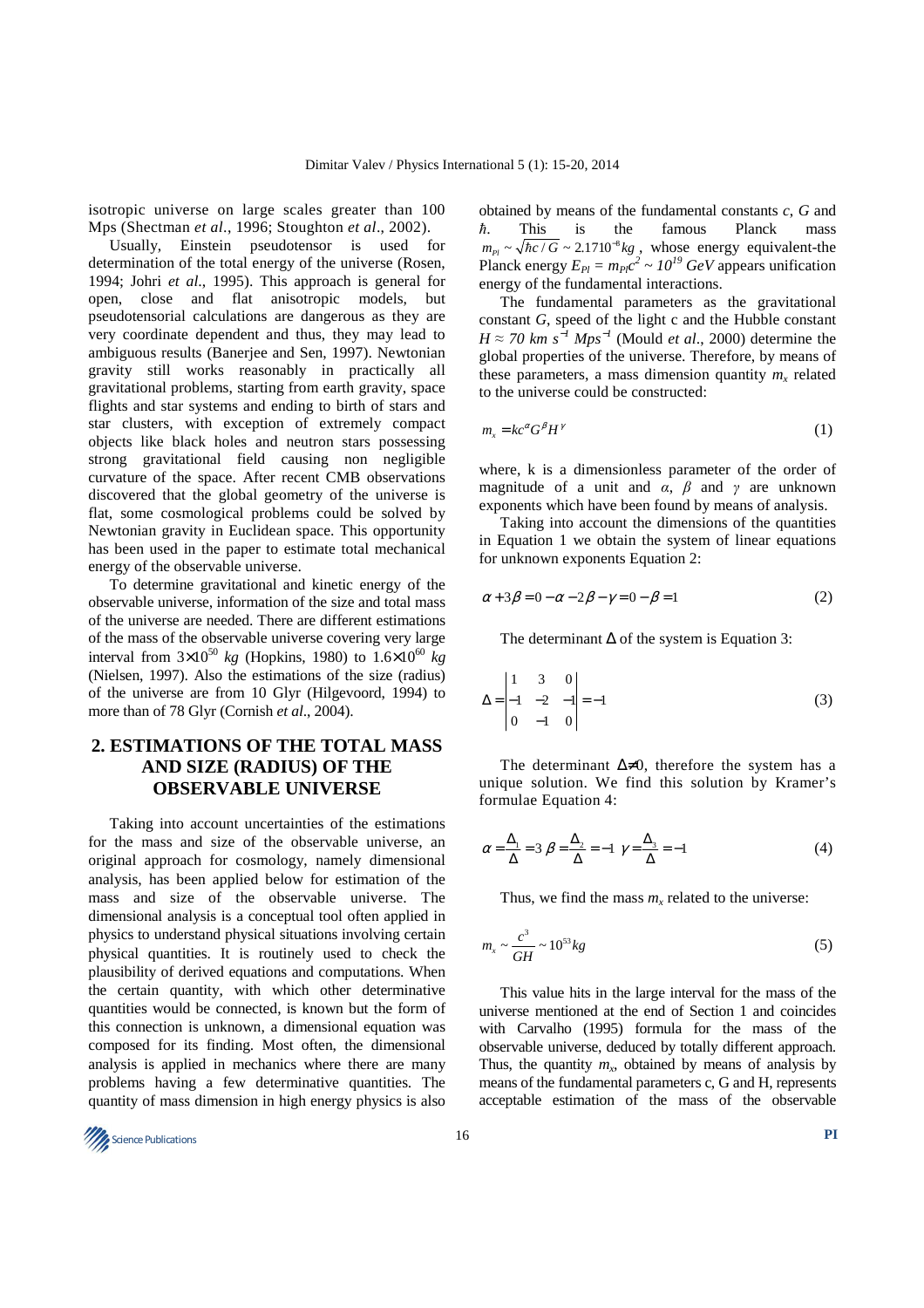isotropic universe on large scales greater than 100 Mps (Shectman *et al*., 1996; Stoughton *et al*., 2002).

Usually, Einstein pseudotensor is used for determination of the total energy of the universe (Rosen, 1994; Johri *et al*., 1995). This approach is general for open, close and flat anisotropic models, but pseudotensorial calculations are dangerous as they are very coordinate dependent and thus, they may lead to ambiguous results (Banerjee and Sen, 1997). Newtonian gravity still works reasonably in practically all gravitational problems, starting from earth gravity, space flights and star systems and ending to birth of stars and star clusters, with exception of extremely compact objects like black holes and neutron stars possessing strong gravitational field causing non negligible curvature of the space. After recent CMB observations discovered that the global geometry of the universe is flat, some cosmological problems could be solved by Newtonian gravity in Euclidean space. This opportunity has been used in the paper to estimate total mechanical energy of the observable universe.

To determine gravitational and kinetic energy of the observable universe, information of the size and total mass of the universe are needed. There are different estimations of the mass of the observable universe covering very large interval from $3\times10^{50}$ *kg* (Hopkins, 1980) to $1.6\times10^{60}$ *kg* (Nielsen, 1997). Also the estimations of the size (radius) of the universe are from 10 Glyr (Hilgevoord, 1994) to more than of 78 Glyr (Cornish *et al*., 2004).

## 2. ESTIMATIONS OF THE TOTAL MASS AND SIZE (RADIUS) OF THE OBSERVABLE UNIVERSE

Taking into account uncertainties of the estimations for the mass and size of the observable universe, an original approach for cosmology, namely dimensional analysis, has been applied below for estimation of the mass and size of the observable universe. The dimensional analysis is a conceptual tool often applied in physics to understand physical situations involving certain physical quantities. It is routinely used to check the plausibility of derived equations and computations. When the certain quantity, with which other determinative quantities would be connected, is known but the form of this connection is unknown, a dimensional equation was composed for its finding. Most often, the dimensional analysis is applied in mechanics where there are many problems having a few determinative quantities. The quantity of mass dimension in high energy physics is also obtained by means of the fundamental constants *c*, *G* and $\hbar$. This is the famous Planck mass $m_{Pl} \sim \sqrt{\hbar c / G} \sim 2.17 10^{-8} kg$, whose energy equivalent-the Planck energy $E_{Pl} = m_{Pl}c^2 \sim 10^{19}\ GeV$ appears unification energy of the fundamental interactions.

The fundamental parameters as the gravitational constant *G*, speed of the light c and the Hubble constant $H \approx 70\ km\ s^{-1}\ Mps^{-1}$ (Mould *et al*., 2000) determine the global properties of the universe. Therefore, by means of these parameters, a mass dimension quantity $m_x$ related to the universe could be constructed:

$$m_x = kc^{\alpha}G^{\beta}H^{\gamma} \tag{1}$$

where, k is a dimensionless parameter of the order of magnitude of a unit and $\alpha$, $\beta$ and $\gamma$ are unknown exponents which have been found by means of analysis.

Taking into account the dimensions of the quantities in Equation 1 we obtain the system of linear equations for unknown exponents Equation 2:

$$\alpha + 3\beta = 0 \quad -\alpha - 2\beta - \gamma = 0 \quad -\beta = 1 \tag{2}$$

The determinant $\Delta$ of the system is Equation 3:

$$\Delta = \begin{vmatrix} 1 & 3 & 0 \\ -1 & -2 & -1 \\ 0 & -1 & 0 \end{vmatrix} = -1 \tag{3}$$

The determinant $\Delta \neq 0$, therefore the system has a unique solution. We find this solution by Kramer's formulae Equation 4:

$$\alpha = \frac{\Delta_1}{\Delta} = 3 \quad \beta = \frac{\Delta_2}{\Delta} = -1 \quad \gamma = \frac{\Delta_3}{\Delta} = -1 \tag{4}$$

Thus, we find the mass $m_x$ related to the universe:

$$m_x \sim \frac{c^3}{GH} \sim 10^{53} kg \tag{5}$$

This value hits in the large interval for the mass of the universe mentioned at the end of Section 1 and coincides with Carvalho (1995) formula for the mass of the observable universe, deduced by totally different approach. Thus, the quantity $m_x$, obtained by means of analysis by means of the fundamental parameters c, G and H, represents acceptable estimation of the mass of the observable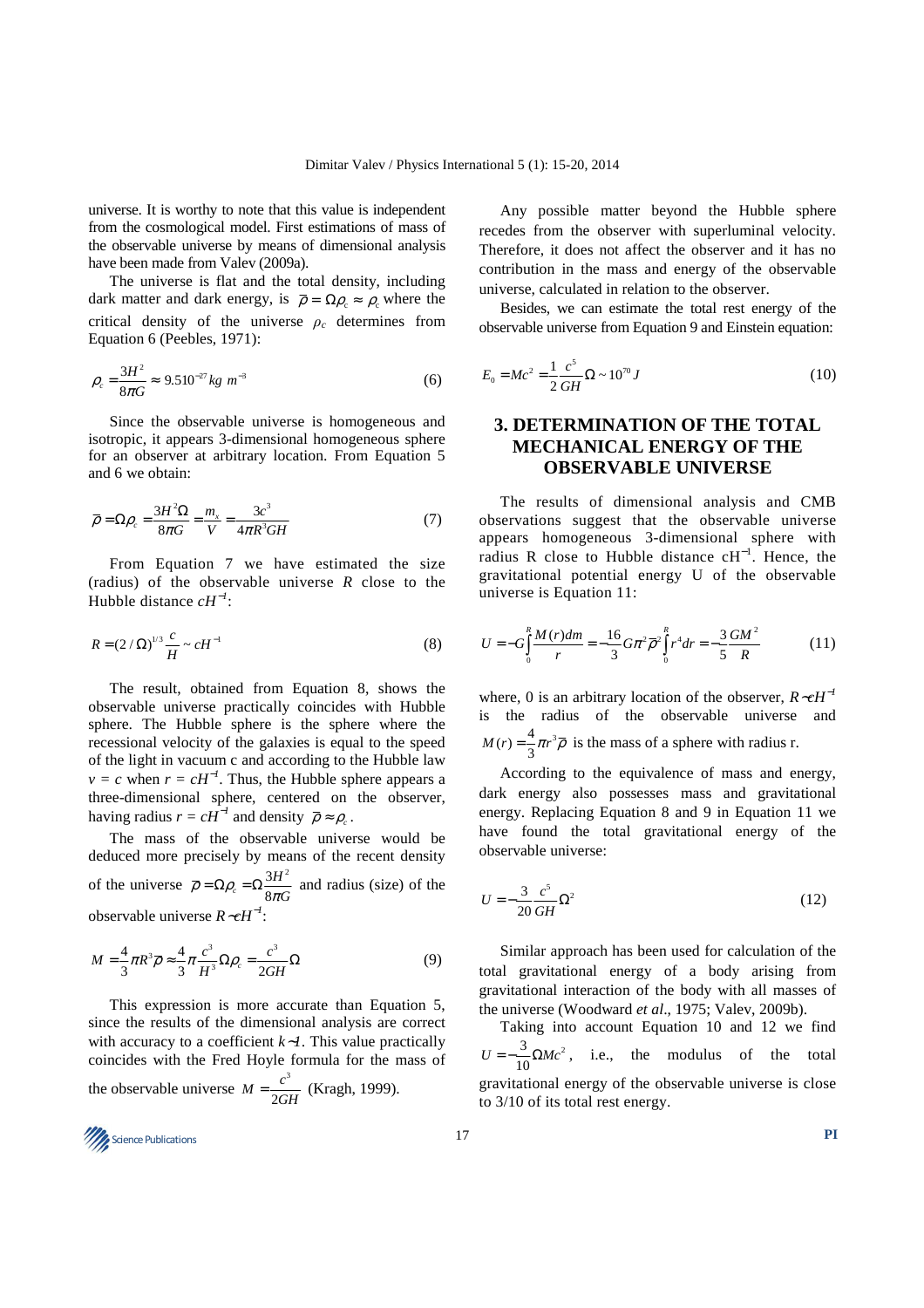universe. It is worthy to note that this value is independent from the cosmological model. First estimations of mass of the observable universe by means of dimensional analysis have been made from Valev (2009a).

The universe is flat and the total density, including dark matter and dark energy, is $\bar{\rho} = \Omega\rho_c \approx \rho_c$ where the critical density of the universe $\rho_c$ determines from Equation 6 (Peebles, 1971):

$$\rho_c = \frac{3H^2}{8\pi G} \approx 9.5\,10^{-27} kg\ m^{-3} \tag{6}$$

Since the observable universe is homogeneous and isotropic, it appears 3-dimensional homogeneous sphere for an observer at arbitrary location. From Equation 5 and 6 we obtain:

$$\bar{\rho} = \Omega\rho_c = \frac{3H^2\Omega}{8\pi G} = \frac{m_x}{V} = \frac{3c^3}{4\pi R^3 GH} \tag{7}$$

From Equation 7 we have estimated the size (radius) of the observable universe $R$ close to the Hubble distance $cH^{-1}$:

$$R = (2/\Omega)^{1/3}\frac{c}{H} \sim cH^{-1} \tag{8}$$

The result, obtained from Equation 8, shows the observable universe practically coincides with Hubble sphere. The Hubble sphere is the sphere where the recessional velocity of the galaxies is equal to the speed of the light in vacuum c and according to the Hubble law $v = c$ when $r = cH^{-1}$. Thus, the Hubble sphere appears a three-dimensional sphere, centered on the observer, having radius $r = cH^{-1}$ and density $\bar{\rho} \approx \rho_c$.

The mass of the observable universe would be deduced more precisely by means of the recent density of the universe $\bar{\rho} = \Omega\rho_c = \Omega\frac{3H^2}{8\pi G}$ and radius (size) of the observable universe $R \sim cH^{-1}$:

$$M = \frac{4}{3}\pi R^3\bar{\rho} \approx \frac{4}{3}\pi\frac{c^3}{H^3}\Omega\rho_c = \frac{c^3}{2GH}\Omega \tag{9}$$

This expression is more accurate than Equation 5, since the results of the dimensional analysis are correct with accuracy to a coefficient $k \sim 1$. This value practically coincides with the Fred Hoyle formula for the mass of the observable universe $M = \frac{c^3}{2GH}$ (Kragh, 1999).

Any possible matter beyond the Hubble sphere recedes from the observer with superluminal velocity. Therefore, it does not affect the observer and it has no contribution in the mass and energy of the observable universe, calculated in relation to the observer.

Besides, we can estimate the total rest energy of the observable universe from Equation 9 and Einstein equation:

$$E_0 = Mc^2 = \frac{1}{2}\frac{c^5}{GH}\Omega \sim 10^{70} J \tag{10}$$

## 3. DETERMINATION OF THE TOTAL MECHANICAL ENERGY OF THE OBSERVABLE UNIVERSE

The results of dimensional analysis and CMB observations suggest that the observable universe appears homogeneous 3-dimensional sphere with radius R close to Hubble distance $cH^{-1}$. Hence, the gravitational potential energy U of the observable universe is Equation 11:

$$U = -G\int_0^R \frac{M(r)dm}{r} = -\frac{16}{3}G\pi^2\bar{\rho}^2\int_0^R r^4 dr = -\frac{3}{5}\frac{GM^2}{R} \tag{11}$$

where, 0 is an arbitrary location of the observer, $R \sim cH^{-1}$ is the radius of the observable universe and $M(r) = \frac{4}{3}\pi r^3\bar{\rho}$ is the mass of a sphere with radius r.

According to the equivalence of mass and energy, dark energy also possesses mass and gravitational energy. Replacing Equation 8 and 9 in Equation 11 we have found the total gravitational energy of the observable universe:

$$U = -\frac{3}{20}\frac{c^5}{GH}\Omega^2 \tag{12}$$

Similar approach has been used for calculation of the total gravitational energy of a body arising from gravitational interaction of the body with all masses of the universe (Woodward *et al*., 1975; Valev, 2009b).

Taking into account Equation 10 and 12 we find $U = -\frac{3}{10}\Omega Mc^2$, i.e., the modulus of the total gravitational energy of the observable universe is close to 3/10 of its total rest energy.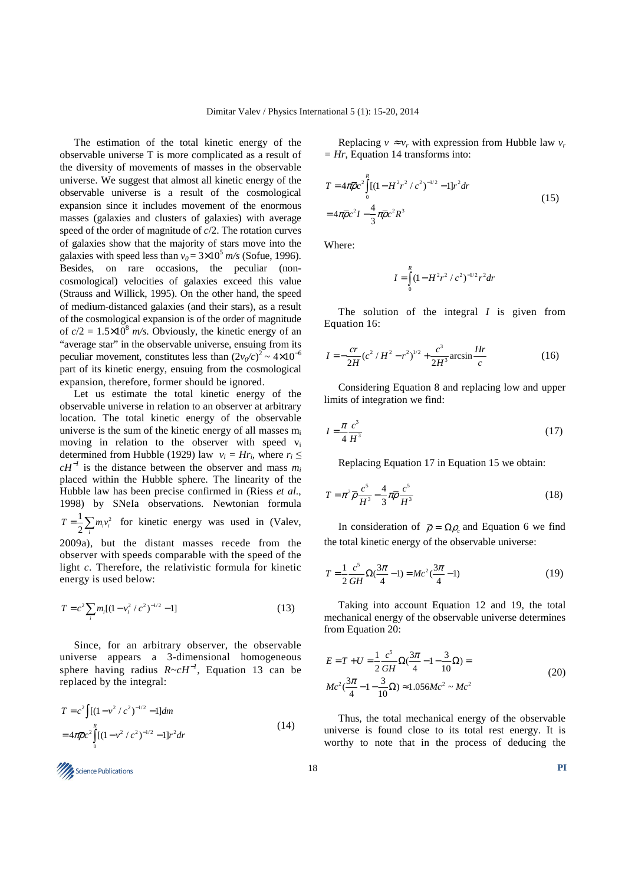The estimation of the total kinetic energy of the observable universe T is more complicated as a result of the diversity of movements of masses in the observable universe. We suggest that almost all kinetic energy of the observable universe is a result of the cosmological expansion since it includes movement of the enormous masses (galaxies and clusters of galaxies) with average speed of the order of magnitude of $c/2$. The rotation curves of galaxies show that the majority of stars move into the galaxies with speed less than $v_0 = 3\times10^5$ *m/s* (Sofue, 1996). Besides, on rare occasions, the peculiar (non-cosmological) velocities of galaxies exceed this value (Strauss and Willick, 1995). On the other hand, the speed of medium-distanced galaxies (and their stars), as a result of the cosmological expansion is of the order of magnitude of $c/2 = 1.5\times10^8$ *m/s*. Obviously, the kinetic energy of an "average star" in the observable universe, ensuing from its peculiar movement, constitutes less than $(2v_0/c)^2 \sim 4\times10^{-6}$ part of its kinetic energy, ensuing from the cosmological expansion, therefore, former should be ignored.

Let us estimate the total kinetic energy of the observable universe in relation to an observer at arbitrary location. The total kinetic energy of the observable universe is the sum of the kinetic energy of all masses $m_i$ moving in relation to the observer with speed $v_i$ determined from Hubble (1929) law $v_i = Hr_i$, where $r_i \le cH^{-1}$ is the distance between the observer and mass $m_i$ placed within the Hubble sphere. The linearity of the Hubble law has been precise confirmed in (Riess *et al*., 1998) by SNeIa observations. Newtonian formula $T = \frac{1}{2}\sum_i m_i v_i^2$ for kinetic energy was used in (Valev, 2009a), but the distant masses recede from the observer with speeds comparable with the speed of the light $c$. Therefore, the relativistic formula for kinetic energy is used below:

$$T = c^2 \sum_i m_i [(1 - v_i^2/c^2)^{-1/2} - 1] \tag{13}$$

Since, for an arbitrary observer, the observable universe appears a 3-dimensional homogeneous sphere having radius $R \sim cH^{-1}$, Equation 13 can be replaced by the integral:

$$\begin{aligned} T &= c^2 \int [(1 - v^2/c^2)^{-1/2} - 1] dm \\ &= 4\pi\bar{\rho}c^2 \int_0^R [(1 - v^2/c^2)^{-1/2} - 1] r^2 dr \end{aligned} \tag{14}$$

Replacing $v \approx v_r$ with expression from Hubble law $v_r = Hr$, Equation 14 transforms into:

$$\begin{aligned} T &= 4\pi\bar{\rho}c^2 \int_0^R [(1 - H^2r^2/c^2)^{-1/2} - 1] r^2 dr \\ &= 4\pi\bar{\rho}c^2 I - \frac{4}{3}\pi\bar{\rho}c^2 R^3 \end{aligned} \tag{15}$$

Where:

$$I = \int_0^R (1 - H^2r^2/c^2)^{-1/2} r^2 dr$$

The solution of the integral $I$ is given from Equation 16:

$$I = -\frac{cr}{2H}(c^2/H^2 - r^2)^{1/2} + \frac{c^3}{2H^3}\arcsin\frac{Hr}{c} \tag{16}$$

Considering Equation 8 and replacing low and upper limits of integration we find:

$$I = \frac{\pi}{4}\frac{c^3}{H^3} \tag{17}$$

Replacing Equation 17 in Equation 15 we obtain:

$$T = \pi^2 \bar{\rho}\frac{c^5}{H^3} - \frac{4}{3}\pi\bar{\rho}\frac{c^5}{H^3} \tag{18}$$

In consideration of $\bar{\rho} = \Omega\rho_c$ and Equation 6 we find the total kinetic energy of the observable universe:

$$T = \frac{1}{2}\frac{c^5}{GH}\Omega(\frac{3\pi}{4} - 1) = Mc^2(\frac{3\pi}{4} - 1) \tag{19}$$

Taking into account Equation 12 and 19, the total mechanical energy of the observable universe determines from Equation 20:

$$\begin{aligned} E &= T + U = \frac{1}{2}\frac{c^5}{GH}\Omega(\frac{3\pi}{4} - 1 - \frac{3}{10}\Omega) = \\ & Mc^2(\frac{3\pi}{4} - 1 - \frac{3}{10}\Omega) \approx 1.056Mc^2 \sim Mc^2 \end{aligned} \tag{20}$$

Thus, the total mechanical energy of the observable universe is found close to its total rest energy. It is worthy to note that in the process of deducing the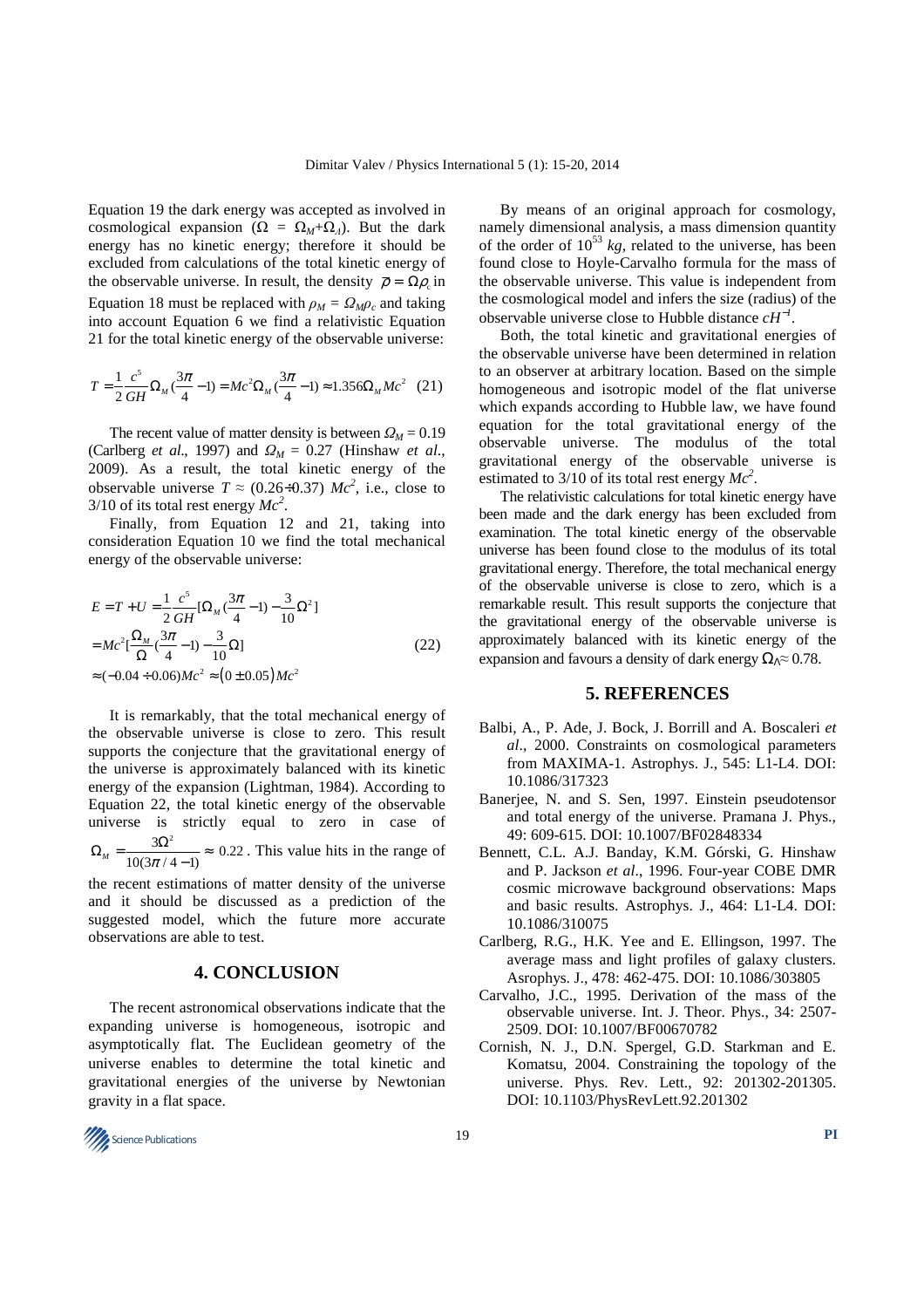Equation 19 the dark energy was accepted as involved in cosmological expansion ($\Omega = \Omega_M + \Omega_\Lambda$). But the dark energy has no kinetic energy; therefore it should be excluded from calculations of the total kinetic energy of the observable universe. In result, the density $\bar{\rho} = \Omega\rho_c$ in Equation 18 must be replaced with $\rho_M = \Omega_M\rho_c$ and taking into account Equation 6 we find a relativistic Equation 21 for the total kinetic energy of the observable universe:

$$T = \frac{1}{2}\frac{c^5}{GH}\Omega_M\left(\frac{3\pi}{4} - 1\right) = Mc^2\Omega_M\left(\frac{3\pi}{4} - 1\right) \approx 1.356\Omega_M Mc^2 \quad (21)$$

The recent value of matter density is between $\Omega_M = 0.19$ (Carlberg *et al*., 1997) and $\Omega_M = 0.27$ (Hinshaw *et al*., 2009). As a result, the total kinetic energy of the observable universe $T \approx (0.26 \div 0.37)\, Mc^2$, i.e., close to 3/10 of its total rest energy $Mc^2$.

Finally, from Equation 12 and 21, taking into consideration Equation 10 we find the total mechanical energy of the observable universe:

$$\begin{aligned} E &= T + U = \frac{1}{2}\frac{c^5}{GH}\left[\Omega_M\left(\frac{3\pi}{4} - 1\right) - \frac{3}{10}\Omega^2\right] \\ &= Mc^2\left[\frac{\Omega_M}{\Omega}\left(\frac{3\pi}{4} - 1\right) - \frac{3}{10}\Omega\right] \\ &\approx (-0.04 \div 0.06)Mc^2 \approx (0 \pm 0.05)Mc^2 \end{aligned} \quad (22)$$

It is remarkably, that the total mechanical energy of the observable universe is close to zero. This result supports the conjecture that the gravitational energy of the universe is approximately balanced with its kinetic energy of the expansion (Lightman, 1984). According to Equation 22, the total kinetic energy of the observable universe is strictly equal to zero in case of $\Omega_M = \frac{3\Omega^2}{10(3\pi/4 - 1)} \approx 0.22$. This value hits in the range of the recent estimations of matter density of the universe and it should be discussed as a prediction of the suggested model, which the future more accurate observations are able to test.

## 4. CONCLUSION

The recent astronomical observations indicate that the expanding universe is homogeneous, isotropic and asymptotically flat. The Euclidean geometry of the universe enables to determine the total kinetic and gravitational energies of the universe by Newtonian gravity in a flat space.

By means of an original approach for cosmology, namely dimensional analysis, a mass dimension quantity of the order of $10^{53}$ *kg*, related to the universe, has been found close to Hoyle-Carvalho formula for the mass of the observable universe. This value is independent from the cosmological model and infers the size (radius) of the observable universe close to Hubble distance $cH^{-1}$.

Both, the total kinetic and gravitational energies of the observable universe have been determined in relation to an observer at arbitrary location. Based on the simple homogeneous and isotropic model of the flat universe which expands according to Hubble law, we have found equation for the total gravitational energy of the observable universe. The modulus of the total gravitational energy of the observable universe is estimated to 3/10 of its total rest energy $Mc^2$.

The relativistic calculations for total kinetic energy have been made and the dark energy has been excluded from examination. The total kinetic energy of the observable universe has been found close to the modulus of its total gravitational energy. Therefore, the total mechanical energy of the observable universe is close to zero, which is a remarkable result. This result supports the conjecture that the gravitational energy of the observable universe is approximately balanced with its kinetic energy of the expansion and favours a density of dark energy $\Omega_\Lambda \approx 0.78$.

## 5. REFERENCES

Balbi, A., P. Ade, J. Bock, J. Borrill and A. Boscaleri *et al*., 2000. Constraints on cosmological parameters from MAXIMA-1. Astrophys. J., 545: L1-L4. DOI: 10.1086/317323

Banerjee, N. and S. Sen, 1997. Einstein pseudotensor and total energy of the universe. Pramana J. Phys., 49: 609-615. DOI: 10.1007/BF02848334

Bennett, C.L. A.J. Banday, K.M. Górski, G. Hinshaw and P. Jackson *et al*., 1996. Four-year COBE DMR cosmic microwave background observations: Maps and basic results. Astrophys. J., 464: L1-L4. DOI: 10.1086/310075

Carlberg, R.G., H.K. Yee and E. Ellingson, 1997. The average mass and light profiles of galaxy clusters. Asrophys. J., 478: 462-475. DOI: 10.1086/303805

Carvalho, J.C., 1995. Derivation of the mass of the observable universe. Int. J. Theor. Phys., 34: 2507-2509. DOI: 10.1007/BF00670782

Cornish, N. J., D.N. Spergel, G.D. Starkman and E. Komatsu, 2004. Constraining the topology of the universe. Phys. Rev. Lett., 92: 201302-201305. DOI: 10.1103/PhysRevLett.92.201302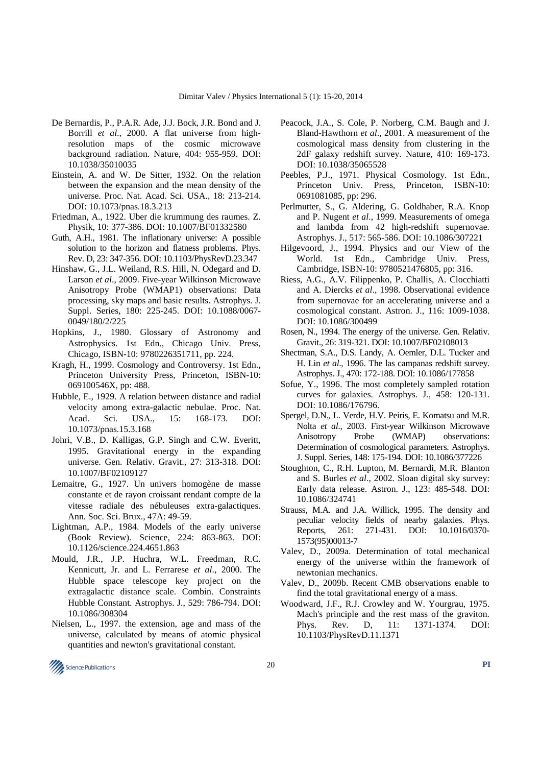De Bernardis, P., P.A.R. Ade, J.J. Bock, J.R. Bond and J. Borrill *et al*., 2000. A flat universe from high-resolution maps of the cosmic microwave background radiation. Nature, 404: 955-959. DOI: 10.1038/35010035

Einstein, A. and W. De Sitter, 1932. On the relation between the expansion and the mean density of the universe. Proc. Nat. Acad. Sci. USA., 18: 213-214. DOI: 10.1073/pnas.18.3.213

Friedman, A., 1922. Uber die krummung des raumes. Z. Physik, 10: 377-386. DOI: 10.1007/BF01332580

Guth, A.H., 1981. The inflationary universe: A possible solution to the horizon and flatness problems. Phys. Rev. D, 23: 347-356. DOI: 10.1103/PhysRevD.23.347

Hinshaw, G., J.L. Weiland, R.S. Hill, N. Odegard and D. Larson *et al*., 2009. Five-year Wilkinson Microwave Anisotropy Probe (WMAP1) observations: Data processing, sky maps and basic results. Astrophys. J. Suppl. Series, 180: 225-245. DOI: 10.1088/0067-0049/180/2/225

Hopkins, J., 1980. Glossary of Astronomy and Astrophysics. 1st Edn., Chicago Univ. Press, Chicago, ISBN-10: 9780226351711, pp. 224.

Kragh, H., 1999. Cosmology and Controversy. 1st Edn., Princeton University Press, Princeton, ISBN-10: 069100546X, pp: 488.

Hubble, E., 1929. A relation between distance and radial velocity among extra-galactic nebulae. Proc. Nat. Acad. Sci. USA., 15: 168-173. DOI: 10.1073/pnas.15.3.168

Johri, V.B., D. Kalligas, G.P. Singh and C.W. Everitt, 1995. Gravitational energy in the expanding universe. Gen. Relativ. Gravit., 27: 313-318. DOI: 10.1007/BF02109127

Lemaitre, G., 1927. Un univers homogène de masse constante et de rayon croissant rendant compte de la vitesse radiale des nébuleuses extra-galactiques. Ann. Soc. Sci. Brux., 47A: 49-59.

Lightman, A.P., 1984. Models of the early universe (Book Review). Science, 224: 863-863. DOI: 10.1126/science.224.4651.863

Mould, J.R., J.P. Huchra, W.L. Freedman, R.C. Kennicutt, Jr. and L. Ferrarese *et al*., 2000. The Hubble space telescope key project on the extragalactic distance scale. Combin. Constraints Hubble Constant. Astrophys. J., 529: 786-794. DOI: 10.1086/308304

Nielsen, L., 1997. the extension, age and mass of the universe, calculated by means of atomic physical quantities and newton's gravitational constant.

Peacock, J.A., S. Cole, P. Norberg, C.M. Baugh and J. Bland-Hawthorn *et al*., 2001. A measurement of the cosmological mass density from clustering in the 2dF galaxy redshift survey. Nature, 410: 169-173. DOI: 10.1038/35065528

Peebles, P.J., 1971. Physical Cosmology. 1st Edn., Princeton Univ. Press, Princeton, ISBN-10: 0691081085, pp: 296.

Perlmutter, S., G. Aldering, G. Goldhaber, R.A. Knop and P. Nugent *et al*., 1999. Measurements of omega and lambda from 42 high-redshift supernovae. Astrophys. J., 517: 565-586. DOI: 10.1086/307221

Hilgevoord, J., 1994. Physics and our View of the World. 1st Edn., Cambridge Univ. Press, Cambridge, ISBN-10: 9780521476805, pp: 316.

Riess, A.G., A.V. Filippenko, P. Challis, A. Clocchiatti and A. Diercks *et al*., 1998. Observational evidence from supernovae for an accelerating universe and a cosmological constant. Astron. J., 116: 1009-1038. DOI: 10.1086/300499

Rosen, N., 1994. The energy of the universe. Gen. Relativ. Gravit., 26: 319-321. DOI: 10.1007/BF02108013

Shectman, S.A., D.S. Landy, A. Oemler, D.L. Tucker and H. Lin *et al*., 1996. The las campanas redshift survey. Astrophys. J., 470: 172-188. DOI: 10.1086/177858

Sofue, Y., 1996. The most completely sampled rotation curves for galaxies. Astrophys. J., 458: 120-131. DOI: 10.1086/176796.

Spergel, D.N., L. Verde, H.V. Peiris, E. Komatsu and M.R. Nolta *et al*., 2003. First-year Wilkinson Microwave Anisotropy Probe (WMAP) observations: Determination of cosmological parameters. Astrophys. J. Suppl. Series, 148: 175-194. DOI: 10.1086/377226

Stoughton, C., R.H. Lupton, M. Bernardi, M.R. Blanton and S. Burles *et al*., 2002. Sloan digital sky survey: Early data release. Astron. J., 123: 485-548. DOI: 10.1086/324741

Strauss, M.A. and J.A. Willick, 1995. The density and peculiar velocity fields of nearby galaxies. Phys. Reports, 261: 271-431. DOI: 10.1016/0370-1573(95)00013-7

Valev, D., 2009a. Determination of total mechanical energy of the universe within the framework of newtonian mechanics.

Valev, D., 2009b. Recent CMB observations enable to find the total gravitational energy of a mass.

Woodward, J.F., R.J. Crowley and W. Yourgrau, 1975. Mach's principle and the rest mass of the graviton. Phys. Rev. D, 11: 1371-1374. DOI: 10.1103/PhysRevD.11.1371